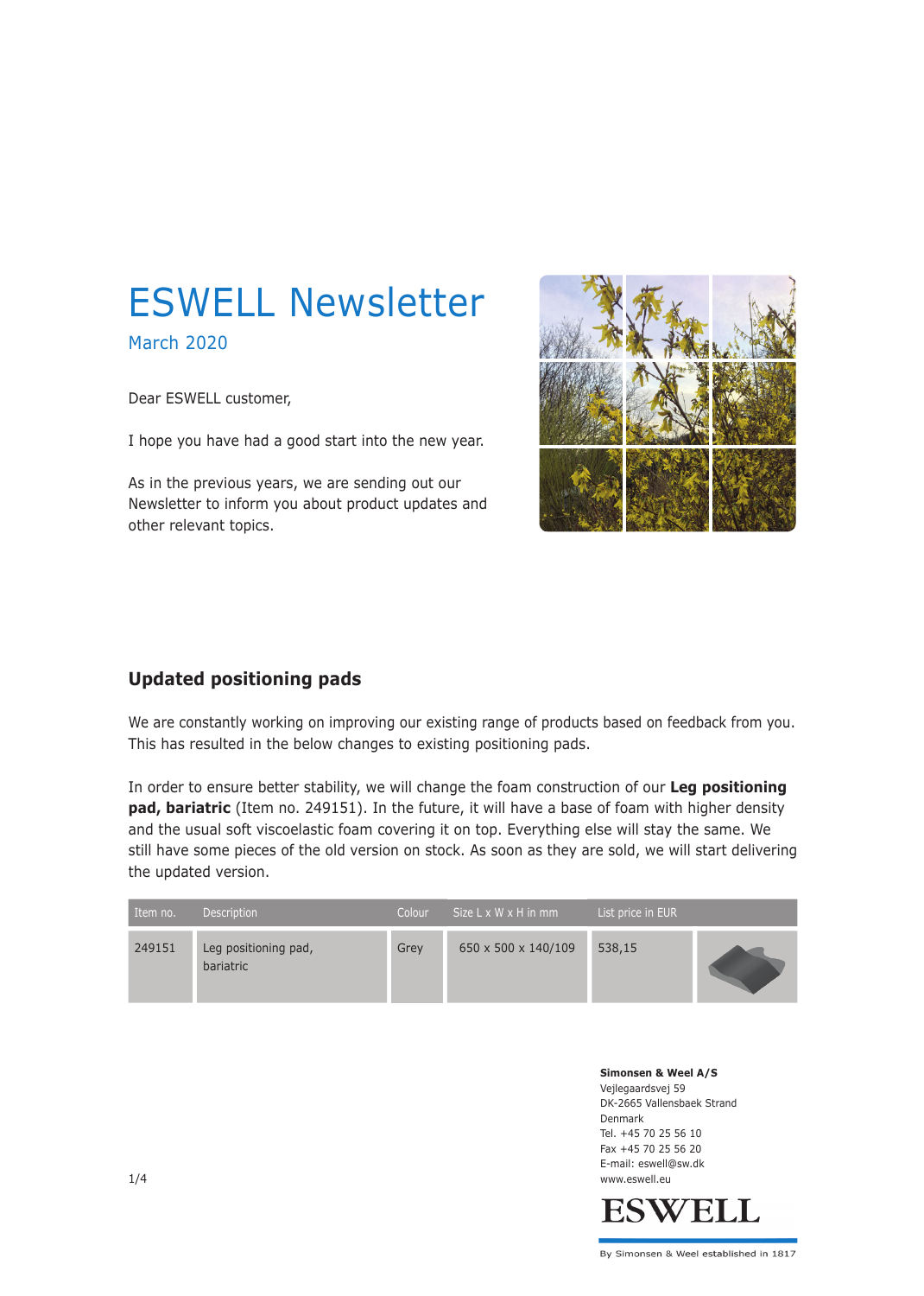# ESWELL Newsletter

March 2020

Dear ESWELL customer,

I hope you have had a good start into the new year.

As in the previous years, we are sending out our Newsletter to inform you about product updates and other relevant topics.

## Updated positioning pads

We are constantly working on improving our existing range of products based on feedback from you. This has resulted in the below changes to existing positioning pads.

In order to ensure better stability, we will change the foam construction of our **Leg positioning pad, bariatric** (Item no. 249151). In the future, it will have a base of foam with higher density and the usual soft viscoelastic foam covering it on top. Everything else will stay the same. We still have some pieces of the old version on stock. As soon as they are sold, we will start delivering the updated version.

| Item no. | Description | Colour | Size L x W x H in mm | List price in EUR | |
|---|---|---|---|---|---|
| 249151 | Leg positioning pad, bariatric | Grey | 650 x 500 x 140/109 | 538,15 | |

**Simonsen & Weel A/S**
Vejlegaardsvej 59
DK-2665 Vallensbaek Strand
Denmark
Tel. +45 70 25 56 10
Fax +45 70 25 56 20
E-mail: eswell@sw.dk
www.eswell.eu

ESWELL
By Simonsen & Weel established in 1817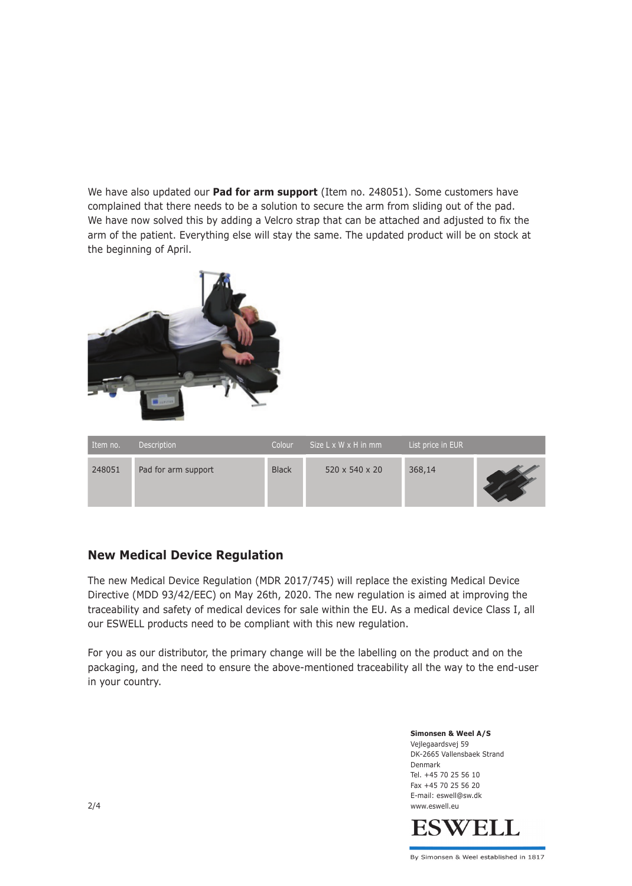We have also updated our **Pad for arm support** (Item no. 248051). Some customers have complained that there needs to be a solution to secure the arm from sliding out of the pad. We have now solved this by adding a Velcro strap that can be attached and adjusted to fix the arm of the patient. Everything else will stay the same. The updated product will be on stock at the beginning of April.

| Item no. | Description | Colour | Size L x W x H in mm | List price in EUR | |
|---|---|---|---|---|---|
| 248051 | Pad for arm support | Black | 520 x 540 x 20 | 368,14 | |

## New Medical Device Regulation

The new Medical Device Regulation (MDR 2017/745) will replace the existing Medical Device Directive (MDD 93/42/EEC) on May 26th, 2020. The new regulation is aimed at improving the traceability and safety of medical devices for sale within the EU. As a medical device Class I, all our ESWELL products need to be compliant with this new regulation.

For you as our distributor, the primary change will be the labelling on the product and on the packaging, and the need to ensure the above-mentioned traceability all the way to the end-user in your country.

**Simonsen & Weel A/S**
Vejlegaardsvej 59
DK-2665 Vallensbaek Strand
Denmark
Tel. +45 70 25 56 10
Fax +45 70 25 56 20
E-mail: eswell@sw.dk
www.eswell.eu

ESWELL

By Simonsen & Weel established in 1817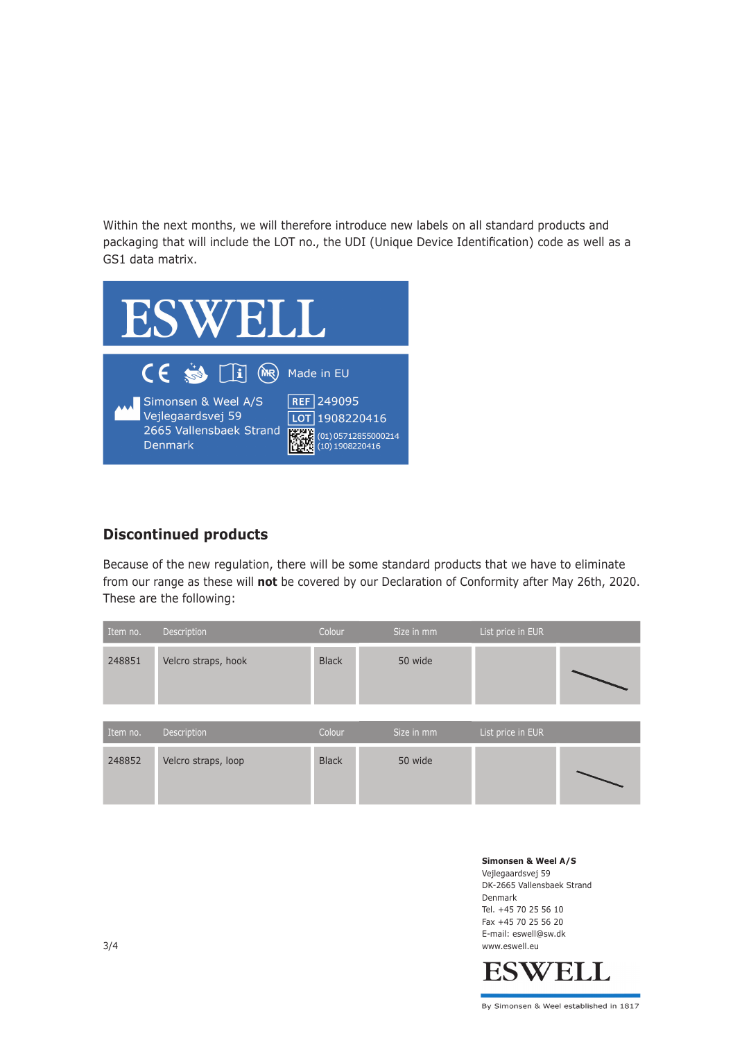Within the next months, we will therefore introduce new labels on all standard products and packaging that will include the LOT no., the UDI (Unique Device Identification) code as well as a GS1 data matrix.

ESWELL

Made in EU

Simonsen & Weel A/S
Vejlegaardsvej 59
2665 Vallensbaek Strand
Denmark

REF 249095
LOT 1908220416
(01) 05712855000214
(10) 1908220416

## Discontinued products

Because of the new regulation, there will be some standard products that we have to eliminate from our range as these will **not** be covered by our Declaration of Conformity after May 26th, 2020. These are the following:

| Item no. | Description | Colour | Size in mm | List price in EUR | |
|---|---|---|---|---|---|
| 248851 | Velcro straps, hook | Black | 50 wide | | |

| Item no. | Description | Colour | Size in mm | List price in EUR | |
|---|---|---|---|---|---|
| 248852 | Velcro straps, loop | Black | 50 wide | | |

**Simonsen & Weel A/S**
Vejlegaardsvej 59
DK-2665 Vallensbaek Strand
Denmark
Tel. +45 70 25 56 10
Fax +45 70 25 56 20
E-mail: eswell@sw.dk
www.eswell.eu

ESWELL

By Simonsen & Weel established in 1817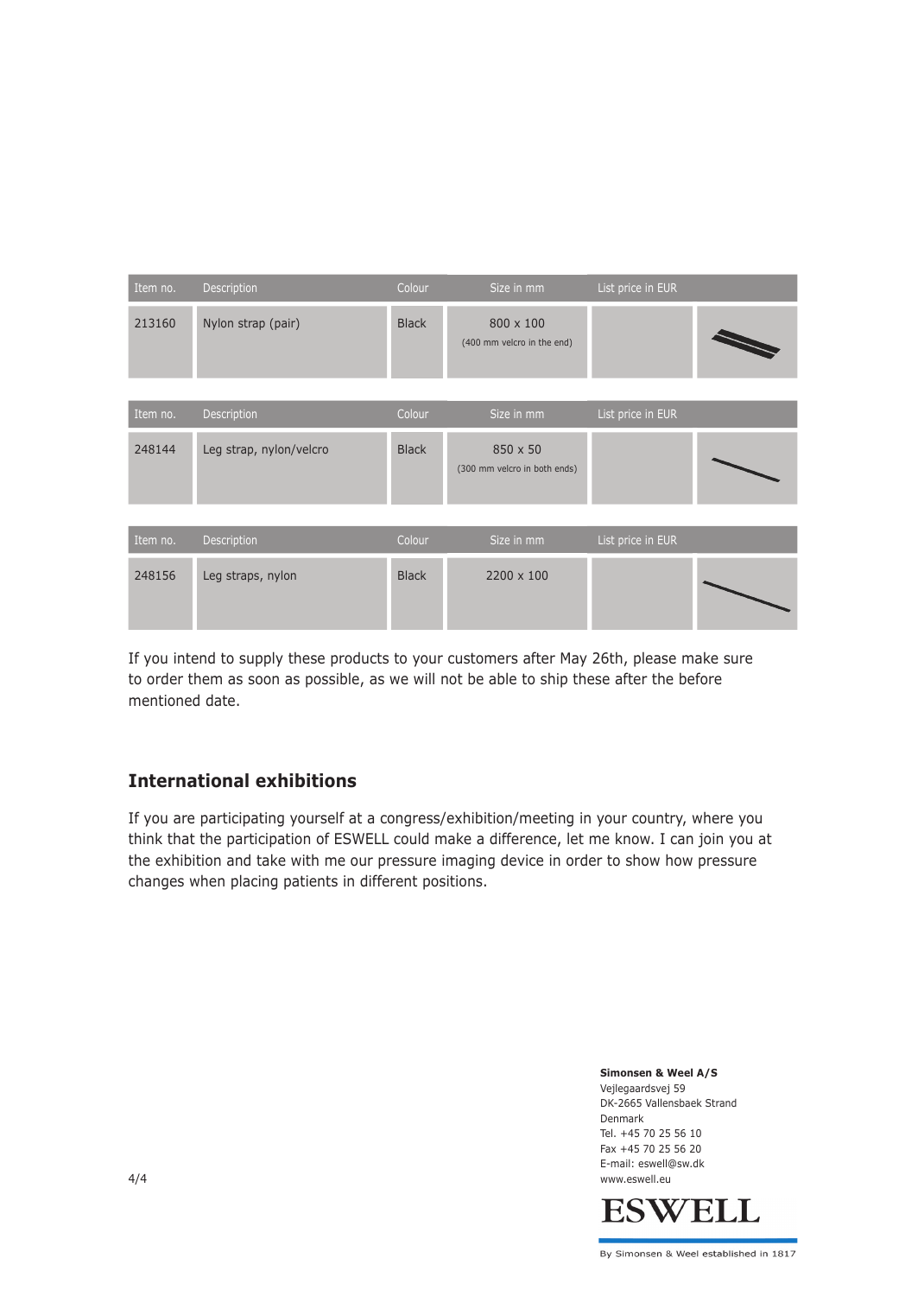| Item no. | Description | Colour | Size in mm | List price in EUR | |
|---|---|---|---|---|---|
| 213160 | Nylon strap (pair) | Black | 800 x 100 (400 mm velcro in the end) | | |

| Item no. | Description | Colour | Size in mm | List price in EUR | |
|---|---|---|---|---|---|
| 248144 | Leg strap, nylon/velcro | Black | 850 x 50 (300 mm velcro in both ends) | | |

| Item no. | Description | Colour | Size in mm | List price in EUR | |
|---|---|---|---|---|---|
| 248156 | Leg straps, nylon | Black | 2200 x 100 | | |

If you intend to supply these products to your customers after May 26th, please make sure to order them as soon as possible, as we will not be able to ship these after the before mentioned date.

## International exhibitions

If you are participating yourself at a congress/exhibition/meeting in your country, where you think that the participation of ESWELL could make a difference, let me know. I can join you at the exhibition and take with me our pressure imaging device in order to show how pressure changes when placing patients in different positions.

**Simonsen & Weel A/S**
Vejlegaardsvej 59
DK-2665 Vallensbaek Strand
Denmark
Tel. +45 70 25 56 10
Fax +45 70 25 56 20
E-mail: eswell@sw.dk
www.eswell.eu

ESWELL

By Simonsen & Weel established in 1817